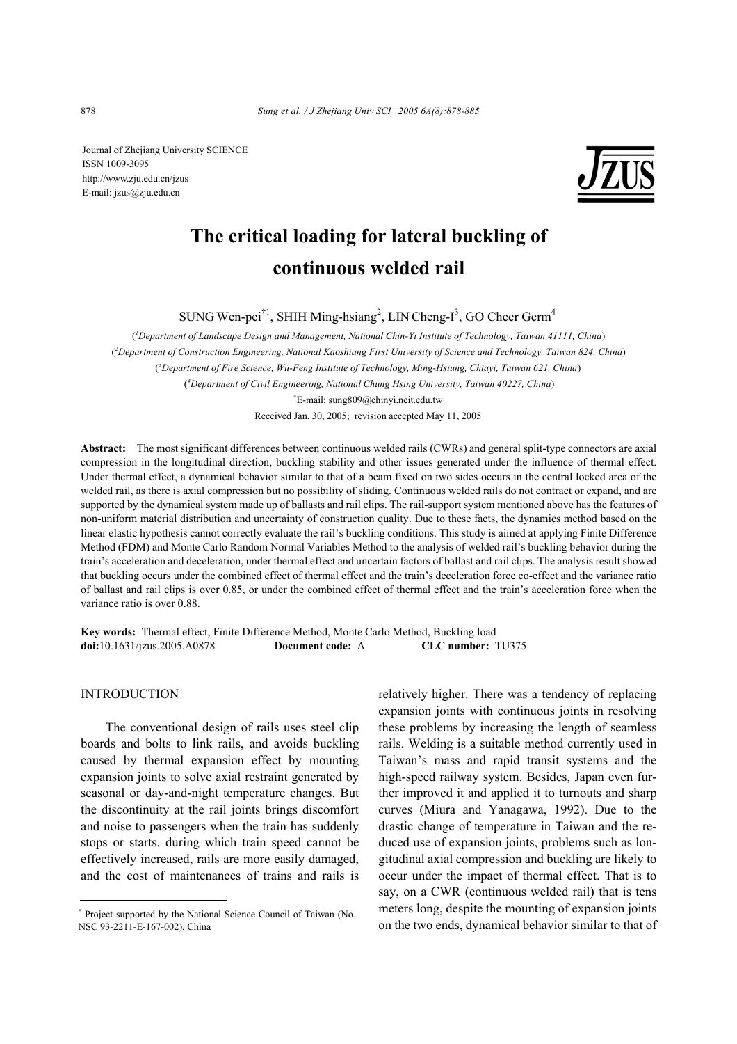Journal of Zhejiang University SCIENCE
ISSN 1009-3095
http://www.zju.edu.cn/jzus
E-mail: jzus@zju.edu.cn

# The critical loading for lateral buckling of continuous welded rail

SUNG Wen-pei[†1], SHIH Ming-hsiang[2], LIN Cheng-I[3], GO Cheer Germ[4]

([1]*Department of Landscape Design and Management, National Chin-Yi Institute of Technology, Taiwan 41111, China*)

([2]*Department of Construction Engineering, National Kaoshiang First University of Science and Technology, Taiwan 824, China*)

([3]*Department of Fire Science, Wu-Feng Institute of Technology, Ming-Hsiung, Chiayi, Taiwan 621, China*)

([4]*Department of Civil Engineering, National Chung Hsing University, Taiwan 40227, China*)

[†]E-mail: sung809@chinyi.ncit.edu.tw

Received Jan. 30, 2005; revision accepted May 11, 2005

**Abstract:** The most significant differences between continuous welded rails (CWRs) and general split-type connectors are axial compression in the longitudinal direction, buckling stability and other issues generated under the influence of thermal effect. Under thermal effect, a dynamical behavior similar to that of a beam fixed on two sides occurs in the central locked area of the welded rail, as there is axial compression but no possibility of sliding. Continuous welded rails do not contract or expand, and are supported by the dynamical system made up of ballasts and rail clips. The rail-support system mentioned above has the features of non-uniform material distribution and uncertainty of construction quality. Due to these facts, the dynamics method based on the linear elastic hypothesis cannot correctly evaluate the rail's buckling conditions. This study is aimed at applying Finite Difference Method (FDM) and Monte Carlo Random Normal Variables Method to the analysis of welded rail's buckling behavior during the train's acceleration and deceleration, under thermal effect and uncertain factors of ballast and rail clips. The analysis result showed that buckling occurs under the combined effect of thermal effect and the train's deceleration force co-effect and the variance ratio of ballast and rail clips is over 0.85, or under the combined effect of thermal effect and the train's acceleration force when the variance ratio is over 0.88.

**Key words:** Thermal effect, Finite Difference Method, Monte Carlo Method, Buckling load

**doi:**10.1631/jzus.2005.A0878 **Document code:** A **CLC number:** TU375

## INTRODUCTION

The conventional design of rails uses steel clip boards and bolts to link rails, and avoids buckling caused by thermal expansion effect by mounting expansion joints to solve axial restraint generated by seasonal or day-and-night temperature changes. But the discontinuity at the rail joints brings discomfort and noise to passengers when the train has suddenly stops or starts, during which train speed cannot be effectively increased, rails are more easily damaged, and the cost of maintenances of trains and rails is relatively higher. There was a tendency of replacing expansion joints with continuous joints in resolving these problems by increasing the length of seamless rails. Welding is a suitable method currently used in Taiwan's mass and rapid transit systems and the high-speed railway system. Besides, Japan even further improved it and applied it to turnouts and sharp curves (Miura and Yanagawa, 1992). Due to the drastic change of temperature in Taiwan and the reduced use of expansion joints, problems such as longitudinal axial compression and buckling are likely to occur under the impact of thermal effect. That is to say, on a CWR (continuous welded rail) that is tens meters long, despite the mounting of expansion joints on the two ends, dynamical behavior similar to that of

---

[*] Project supported by the National Science Council of Taiwan (No. NSC 93-2211-E-167-002), China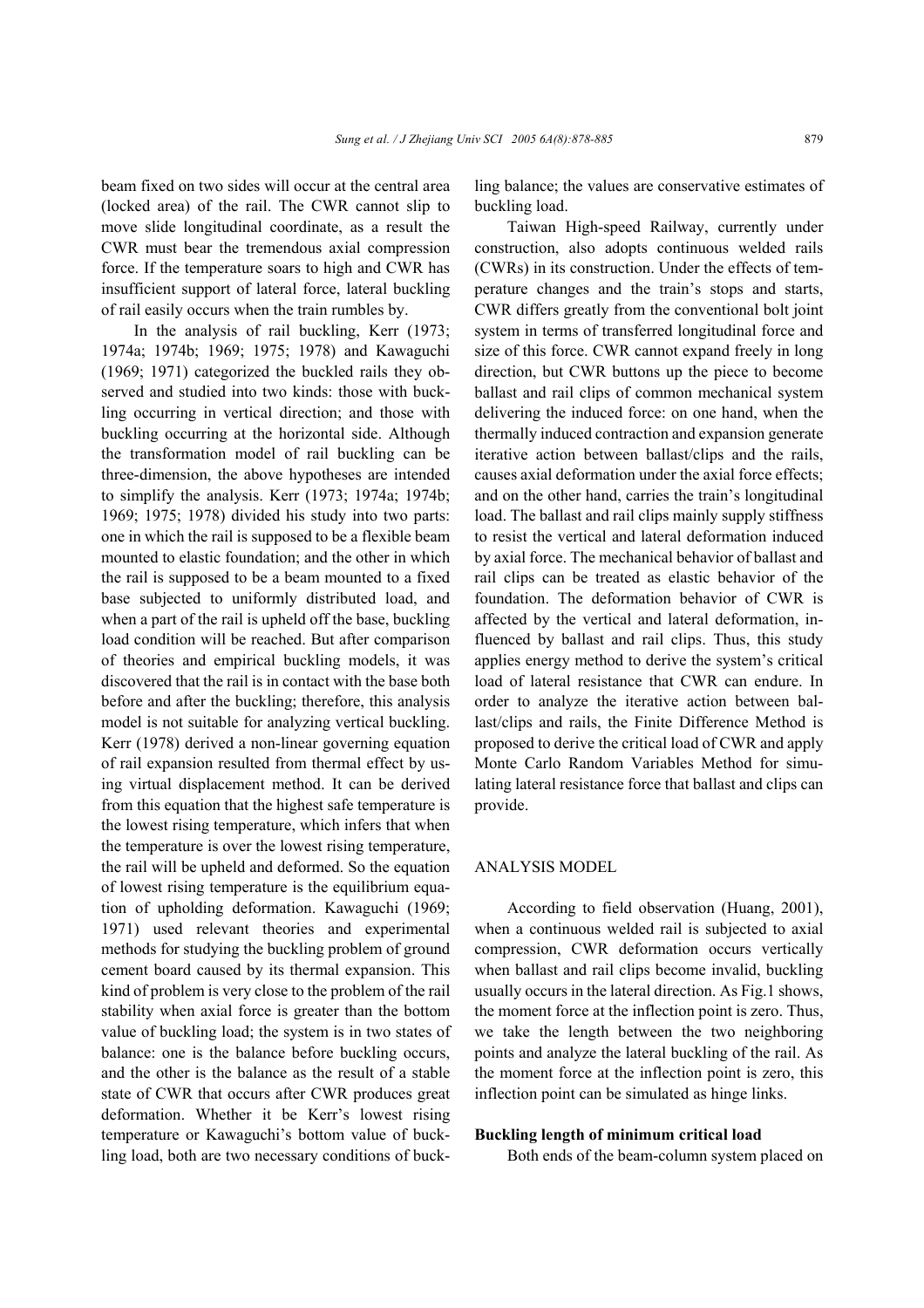beam fixed on two sides will occur at the central area (locked area) of the rail. The CWR cannot slip to move slide longitudinal coordinate, as a result the CWR must bear the tremendous axial compression force. If the temperature soars to high and CWR has insufficient support of lateral force, lateral buckling of rail easily occurs when the train rumbles by.

In the analysis of rail buckling, Kerr (1973; 1974a; 1974b; 1969; 1975; 1978) and Kawaguchi (1969; 1971) categorized the buckled rails they observed and studied into two kinds: those with buckling occurring in vertical direction; and those with buckling occurring at the horizontal side. Although the transformation model of rail buckling can be three-dimension, the above hypotheses are intended to simplify the analysis. Kerr (1973; 1974a; 1974b; 1969; 1975; 1978) divided his study into two parts: one in which the rail is supposed to be a flexible beam mounted to elastic foundation; and the other in which the rail is supposed to be a beam mounted to a fixed base subjected to uniformly distributed load, and when a part of the rail is upheld off the base, buckling load condition will be reached. But after comparison of theories and empirical buckling models, it was discovered that the rail is in contact with the base both before and after the buckling; therefore, this analysis model is not suitable for analyzing vertical buckling. Kerr (1978) derived a non-linear governing equation of rail expansion resulted from thermal effect by using virtual displacement method. It can be derived from this equation that the highest safe temperature is the lowest rising temperature, which infers that when the temperature is over the lowest rising temperature, the rail will be upheld and deformed. So the equation of lowest rising temperature is the equilibrium equation of upholding deformation. Kawaguchi (1969; 1971) used relevant theories and experimental methods for studying the buckling problem of ground cement board caused by its thermal expansion. This kind of problem is very close to the problem of the rail stability when axial force is greater than the bottom value of buckling load; the system is in two states of balance: one is the balance before buckling occurs, and the other is the balance as the result of a stable state of CWR that occurs after CWR produces great deformation. Whether it be Kerr's lowest rising temperature or Kawaguchi's bottom value of buckling load, both are two necessary conditions of buckling balance; the values are conservative estimates of buckling load.

Taiwan High-speed Railway, currently under construction, also adopts continuous welded rails (CWRs) in its construction. Under the effects of temperature changes and the train's stops and starts, CWR differs greatly from the conventional bolt joint system in terms of transferred longitudinal force and size of this force. CWR cannot expand freely in long direction, but CWR buttons up the piece to become ballast and rail clips of common mechanical system delivering the induced force: on one hand, when the thermally induced contraction and expansion generate iterative action between ballast/clips and the rails, causes axial deformation under the axial force effects; and on the other hand, carries the train's longitudinal load. The ballast and rail clips mainly supply stiffness to resist the vertical and lateral deformation induced by axial force. The mechanical behavior of ballast and rail clips can be treated as elastic behavior of the foundation. The deformation behavior of CWR is affected by the vertical and lateral deformation, influenced by ballast and rail clips. Thus, this study applies energy method to derive the system's critical load of lateral resistance that CWR can endure. In order to analyze the iterative action between ballast/clips and rails, the Finite Difference Method is proposed to derive the critical load of CWR and apply Monte Carlo Random Variables Method for simulating lateral resistance force that ballast and clips can provide.

## ANALYSIS MODEL

According to field observation (Huang, 2001), when a continuous welded rail is subjected to axial compression, CWR deformation occurs vertically when ballast and rail clips become invalid, buckling usually occurs in the lateral direction. As Fig.1 shows, the moment force at the inflection point is zero. Thus, we take the length between the two neighboring points and analyze the lateral buckling of the rail. As the moment force at the inflection point is zero, this inflection point can be simulated as hinge links.

### Buckling length of minimum critical load

Both ends of the beam-column system placed on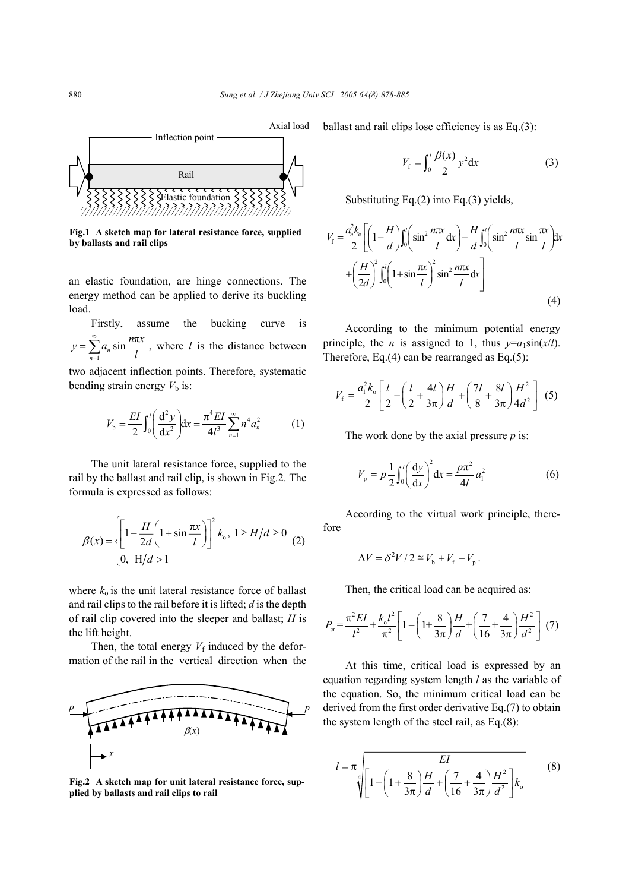Fig.1 A sketch map for lateral resistance force, supplied by ballasts and rail clips

an elastic foundation, are hinge connections. The energy method can be applied to derive its buckling load.

Firstly, assume the bucking curve is $y = \sum_{n=1}^{\infty} a_n \sin\frac{n\pi x}{l}$, where $l$ is the distance between two adjacent inflection points. Therefore, systematic bending strain energy $V_b$ is:

$$V_b = \frac{EI}{2}\int_0^l \left(\frac{d^2 y}{dx^2}\right) dx = \frac{\pi^4 EI}{4l^3}\sum_{n=1}^{\infty} n^4 a_n^2 \tag{1}$$

The unit lateral resistance force, supplied to the rail by the ballast and rail clip, is shown in Fig.2. The formula is expressed as follows:

$$\beta(x) = \begin{cases} \left[1 - \frac{H}{2d}\left(1 + \sin\frac{\pi x}{l}\right)\right]^2 k_o, \; 1 \ge H/d \ge 0 \\ 0, \; H/d > 1 \end{cases} \tag{2}$$

where $k_o$ is the unit lateral resistance force of ballast and rail clips to the rail before it is lifted; $d$ is the depth of rail clip covered into the sleeper and ballast; $H$ is the lift height.

Then, the total energy $V_f$ induced by the deformation of the rail in the vertical direction when the ballast and rail clips lose efficiency is as Eq.(3):

Fig.2 A sketch map for unit lateral resistance force, supplied by ballasts and rail clips to rail

$$V_f = \int_0^l \frac{\beta(x)}{2} y^2 dx \tag{3}$$

Substituting Eq.(2) into Eq.(3) yields,

$$V_f = \frac{a_n^2 k_o}{2}\left[\left(1 - \frac{H}{d}\right)\int_0^l \left(\sin^2\frac{n\pi x}{l} dx\right) - \frac{H}{d}\int_0^l \left(\sin^2\frac{n\pi x}{l}\sin\frac{\pi x}{l}\right) dx + \left(\frac{H}{2d}\right)^2 \int_0^l \left(1 + \sin\frac{\pi x}{l}\right)^2 \sin^2\frac{n\pi x}{l} dx\right] \tag{4}$$

According to the minimum potential energy principle, the $n$ is assigned to 1, thus $y = a_1 \sin(x/l)$. Therefore, Eq.(4) can be rearranged as Eq.(5):

$$V_f = \frac{a_1^2 k_o}{2}\left[\frac{l}{2} - \left(\frac{l}{2} + \frac{4l}{3\pi}\right)\frac{H}{d} + \left(\frac{7l}{8} + \frac{8l}{3\pi}\right)\frac{H^2}{4d^2}\right] \tag{5}$$

The work done by the axial pressure $p$ is:

$$V_p = p\frac{1}{2}\int_0^l \left(\frac{dy}{dx}\right)^2 dx = \frac{p\pi^2}{4l} a_1^2 \tag{6}$$

According to the virtual work principle, therefore

$$\Delta V = \delta^2 V / 2 \cong V_b + V_f - V_p .$$

Then, the critical load can be acquired as:

$$P_{cr} = \frac{\pi^2 EI}{l^2} + \frac{k_o l^2}{\pi^2}\left[1 - \left(1 + \frac{8}{3\pi}\right)\frac{H}{d} + \left(\frac{7}{16} + \frac{4}{3\pi}\right)\frac{H^2}{d^2}\right] \tag{7}$$

At this time, critical load is expressed by an equation regarding system length $l$ as the variable of the equation. So, the minimum critical load can be derived from the first order derivative Eq.(7) to obtain the system length of the steel rail, as Eq.(8):

$$l = \pi \sqrt[4]{\frac{EI}{\left[1 - \left(1 + \frac{8}{3\pi}\right)\frac{H}{d} + \left(\frac{7}{16} + \frac{4}{3\pi}\right)\frac{H^2}{d^2}\right] k_o}} \tag{8}$$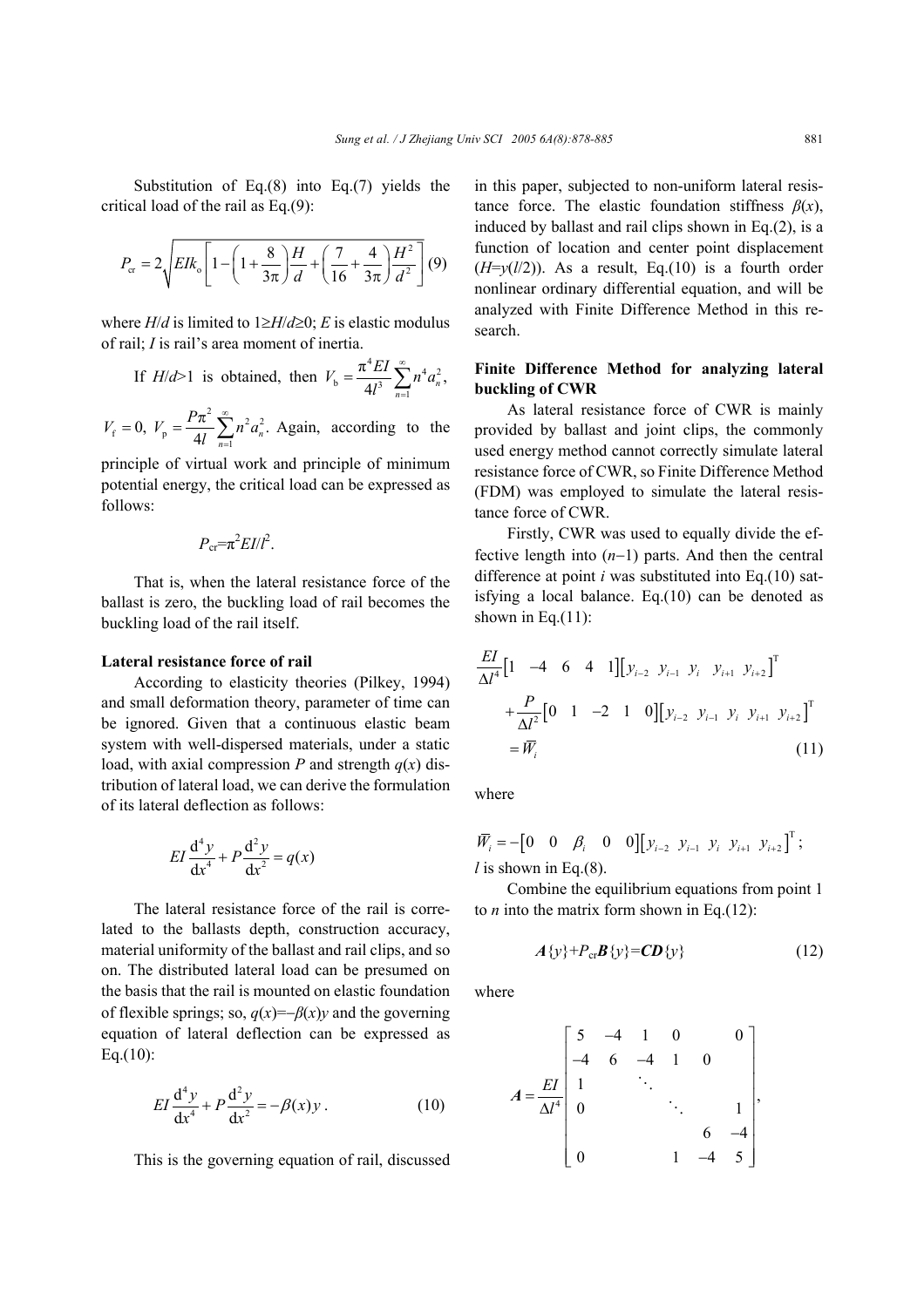Substitution of Eq.(8) into Eq.(7) yields the critical load of the rail as Eq.(9):

$$P_{\mathrm{cr}} = 2\sqrt{EIk_{\mathrm{o}}\left[1-\left(1+\frac{8}{3\pi}\right)\frac{H}{d}+\left(\frac{7}{16}+\frac{4}{3\pi}\right)\frac{H^2}{d^2}\right]} \quad (9)$$

where $H/d$ is limited to $1\geq H/d\geq 0$; $E$ is elastic modulus of rail; $I$ is rail's area moment of inertia.

If $H/d>1$ is obtained, then $V_{\mathrm{b}} = \frac{\pi^4 EI}{4l^3}\sum_{n=1}^{\infty} n^4 a_n^2$, $V_{\mathrm{f}}=0$, $V_{\mathrm{p}} = \frac{P\pi^2}{4l}\sum_{n=1}^{\infty} n^2 a_n^2$. Again, according to the principle of virtual work and principle of minimum potential energy, the critical load can be expressed as follows:

$$P_{\mathrm{cr}}=\pi^2 EI/l^2.$$

That is, when the lateral resistance force of the ballast is zero, the buckling load of rail becomes the buckling load of the rail itself.

**Lateral resistance force of rail**

According to elasticity theories (Pilkey, 1994) and small deformation theory, parameter of time can be ignored. Given that a continuous elastic beam system with well-dispersed materials, under a static load, with axial compression $P$ and strength $q(x)$ distribution of lateral load, we can derive the formulation of its lateral deflection as follows:

$$EI\frac{\mathrm{d}^4 y}{\mathrm{d}x^4}+P\frac{\mathrm{d}^2 y}{\mathrm{d}x^2}=q(x)$$

The lateral resistance force of the rail is correlated to the ballasts depth, construction accuracy, material uniformity of the ballast and rail clips, and so on. The distributed lateral load can be presumed on the basis that the rail is mounted on elastic foundation of flexible springs; so, $q(x)=-\beta(x)y$ and the governing equation of lateral deflection can be expressed as Eq.(10):

$$EI\frac{\mathrm{d}^4 y}{\mathrm{d}x^4}+P\frac{\mathrm{d}^2 y}{\mathrm{d}x^2}=-\beta(x)y\,. \quad (10)$$

This is the governing equation of rail, discussed in this paper, subjected to non-uniform lateral resistance force. The elastic foundation stiffness $\beta(x)$, induced by ballast and rail clips shown in Eq.(2), is a function of location and center point displacement ($H=y(l/2)$). As a result, Eq.(10) is a fourth order nonlinear ordinary differential equation, and will be analyzed with Finite Difference Method in this research.

**Finite Difference Method for analyzing lateral buckling of CWR**

As lateral resistance force of CWR is mainly provided by ballast and joint clips, the commonly used energy method cannot correctly simulate lateral resistance force of CWR, so Finite Difference Method (FDM) was employed to simulate the lateral resistance force of CWR.

Firstly, CWR was used to equally divide the effective length into $(n-1)$ parts. And then the central difference at point $i$ was substituted into Eq.(10) satisfying a local balance. Eq.(10) can be denoted as shown in Eq.(11):

$$\begin{aligned}&\frac{EI}{\Delta l^4}\begin{bmatrix}1 & -4 & 6 & 4 & 1\end{bmatrix}\begin{bmatrix}y_{i-2} & y_{i-1} & y_i & y_{i+1} & y_{i+2}\end{bmatrix}^{\mathrm{T}}\\&+\frac{P}{\Delta l^2}\begin{bmatrix}0 & 1 & -2 & 1 & 0\end{bmatrix}\begin{bmatrix}y_{i-2} & y_{i-1} & y_i & y_{i+1} & y_{i+2}\end{bmatrix}^{\mathrm{T}}\\&=\overline{W}_i\end{aligned} \quad (11)$$

where

$\overline{W}_i = -\begin{bmatrix}0 & 0 & \beta_i & 0 & 0\end{bmatrix}\begin{bmatrix}y_{i-2} & y_{i-1} & y_i & y_{i+1} & y_{i+2}\end{bmatrix}^{\mathrm{T}}$;
$l$ is shown in Eq.(8).

Combine the equilibrium equations from point 1 to $n$ into the matrix form shown in Eq.(12):

$$\boldsymbol{A}\{y\}+P_{\mathrm{cr}}\boldsymbol{B}\{y\}=\boldsymbol{CD}\{y\} \quad (12)$$

where

$$\boldsymbol{A}=\frac{EI}{\Delta l^4}\begin{bmatrix}5 & -4 & 1 & 0 & & 0\\ -4 & 6 & -4 & 1 & 0 & \\ 1 & & \ddots & & & \\ 0 & & & \ddots & & 1\\ & & & & 6 & -4\\ 0 & & & 1 & -4 & 5\end{bmatrix},$$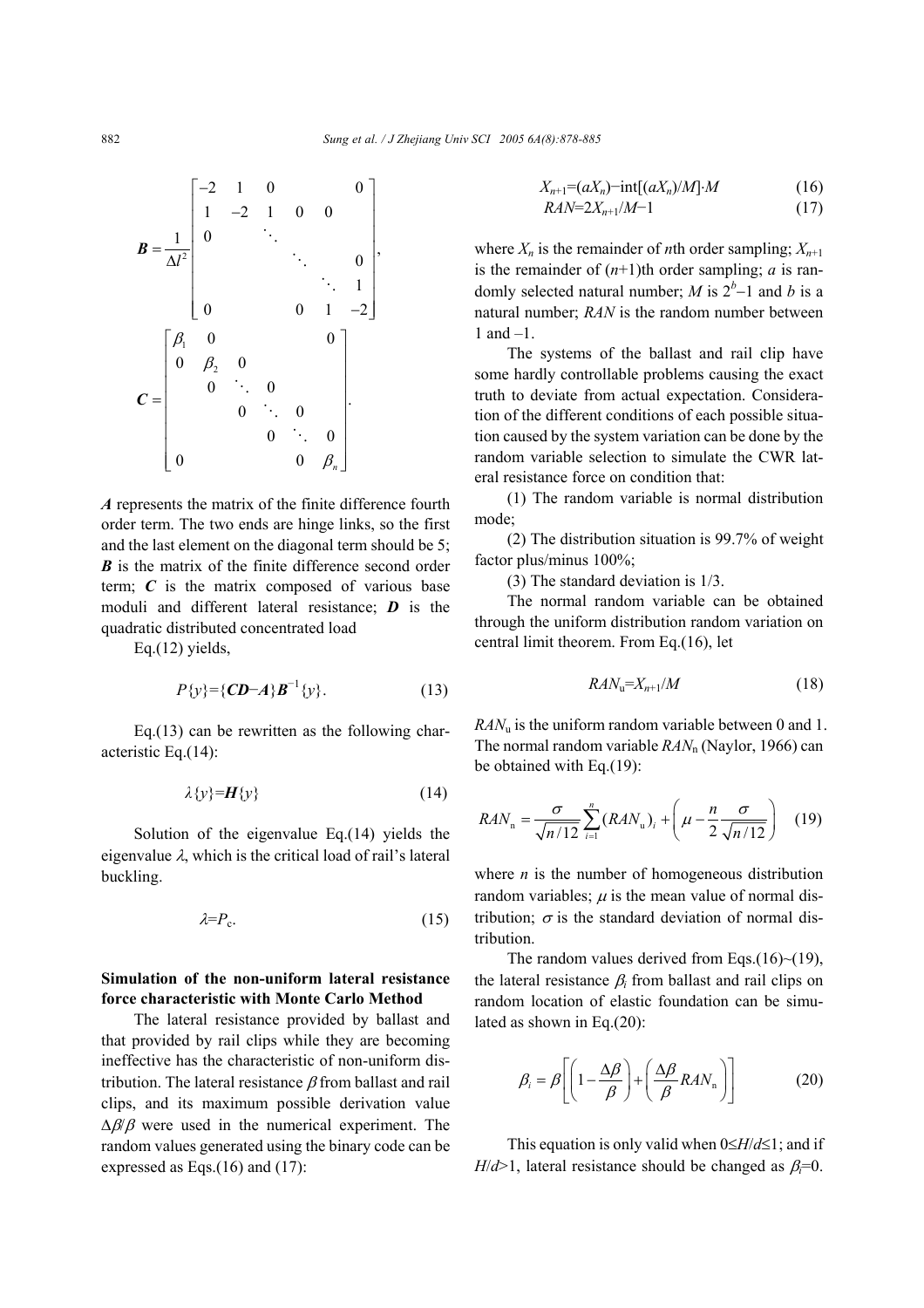$$
\boldsymbol{B}=\frac{1}{\Delta l^{2}}\begin{bmatrix} -2 & 1 & 0 & & & 0 \\ 1 & -2 & 1 & 0 & 0 & \\ 0 & & \ddots & & & \\ & & & \ddots & & 0 \\ & & & & \ddots & 1 \\ 0 & & & 0 & 1 & -2 \end{bmatrix},
$$

$$
\boldsymbol{C}=\begin{bmatrix} \beta_1 & 0 & & & & 0 \\ 0 & \beta_2 & 0 & & & \\ & 0 & \ddots & 0 & & \\ & & 0 & \ddots & 0 & \\ & & & 0 & \ddots & 0 \\ 0 & & & & 0 & \beta_n \end{bmatrix}.
$$

$\boldsymbol{A}$ represents the matrix of the finite difference fourth order term. The two ends are hinge links, so the first and the last element on the diagonal term should be 5; $\boldsymbol{B}$ is the matrix of the finite difference second order term; $\boldsymbol{C}$ is the matrix composed of various base moduli and different lateral resistance; $\boldsymbol{D}$ is the quadratic distributed concentrated load

Eq.(12) yields,

$$P\{y\}=\{\boldsymbol{CD}-\boldsymbol{A}\}\boldsymbol{B}^{-1}\{y\}. \tag{13}$$

Eq.(13) can be rewritten as the following characteristic Eq.(14):

$$\lambda\{y\}=\boldsymbol{H}\{y\} \tag{14}$$

Solution of the eigenvalue Eq.(14) yields the eigenvalue $\lambda$, which is the critical load of rail's lateral buckling.

$$\lambda=P_{\text{c}}. \tag{15}$$

**Simulation of the non-uniform lateral resistance force characteristic with Monte Carlo Method**

The lateral resistance provided by ballast and that provided by rail clips while they are becoming ineffective has the characteristic of non-uniform distribution. The lateral resistance $\beta$ from ballast and rail clips, and its maximum possible derivation value $\Delta\beta/\beta$ were used in the numerical experiment. The random values generated using the binary code can be expressed as Eqs.(16) and (17):

$$X_{n+1}=(aX_n)-\text{int}[(aX_n)/M]\cdot M \tag{16}$$

$$RAN=2X_{n+1}/M-1 \tag{17}$$

where $X_n$ is the remainder of $n$th order sampling; $X_{n+1}$ is the remainder of $(n+1)$th order sampling; $a$ is randomly selected natural number; $M$ is $2^b-1$ and $b$ is a natural number; $RAN$ is the random number between 1 and $-1$.

The systems of the ballast and rail clip have some hardly controllable problems causing the exact truth to deviate from actual expectation. Consideration of the different conditions of each possible situation caused by the system variation can be done by the random variable selection to simulate the CWR lateral resistance force on condition that:

(1) The random variable is normal distribution mode;

(2) The distribution situation is 99.7% of weight factor plus/minus 100%;

(3) The standard deviation is 1/3.

The normal random variable can be obtained through the uniform distribution random variation on central limit theorem. From Eq.(16), let

$$RAN_{\text{u}}=X_{n+1}/M \tag{18}$$

$RAN_{\text{u}}$ is the uniform random variable between 0 and 1. The normal random variable $RAN_{\text{n}}$ (Naylor, 1966) can be obtained with Eq.(19):

$$RAN_{\text{n}}=\frac{\sigma}{\sqrt{n/12}}\sum_{i=1}^{n}(RAN_{\text{u}})_i+\left(\mu-\frac{n}{2}\frac{\sigma}{\sqrt{n/12}}\right) \tag{19}$$

where $n$ is the number of homogeneous distribution random variables; $\mu$ is the mean value of normal distribution; $\sigma$ is the standard deviation of normal distribution.

The random values derived from Eqs.(16)~(19), the lateral resistance $\beta_i$ from ballast and rail clips on random location of elastic foundation can be simulated as shown in Eq.(20):

$$\beta_i=\beta\left[\left(1-\frac{\Delta\beta}{\beta}\right)+\left(\frac{\Delta\beta}{\beta}RAN_{\text{n}}\right)\right] \tag{20}$$

This equation is only valid when $0\leq H/d\leq 1$; and if $H/d>1$, lateral resistance should be changed as $\beta_i=0$.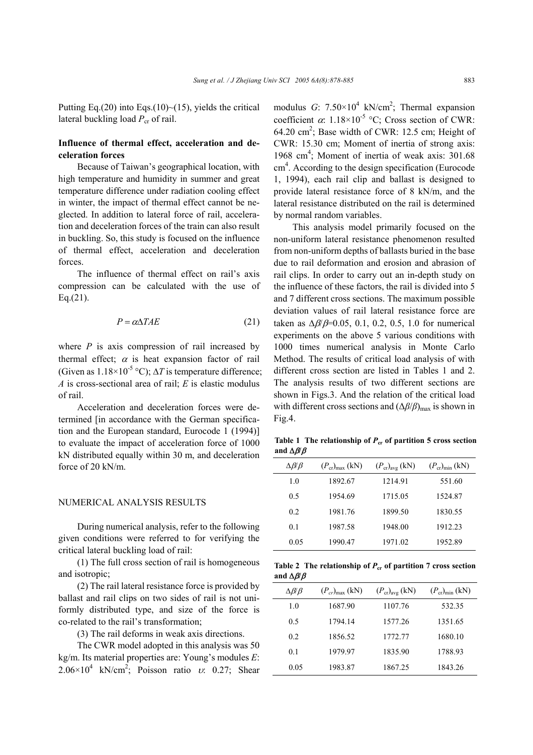Putting Eq.(20) into Eqs.(10)~(15), yields the critical lateral buckling load $P_{cr}$ of rail.

### Influence of thermal effect, acceleration and deceleration forces

Because of Taiwan's geographical location, with high temperature and humidity in summer and great temperature difference under radiation cooling effect in winter, the impact of thermal effect cannot be neglected. In addition to lateral force of rail, acceleration and deceleration forces of the train can also result in buckling. So, this study is focused on the influence of thermal effect, acceleration and deceleration forces.

The influence of thermal effect on rail's axis compression can be calculated with the use of Eq.(21).

$$P = \alpha \Delta T A E \tag{21}$$

where $P$ is axis compression of rail increased by thermal effect; $\alpha$ is heat expansion factor of rail (Given as $1.18\times10^{-5}$ °C); $\Delta T$ is temperature difference; $A$ is cross-sectional area of rail; $E$ is elastic modulus of rail.

Acceleration and deceleration forces were determined [in accordance with the German specification and the European standard, Eurocode 1 (1994)] to evaluate the impact of acceleration force of 1000 kN distributed equally within 30 m, and deceleration force of 20 kN/m.

## NUMERICAL ANALYSIS RESULTS

During numerical analysis, refer to the following given conditions were referred to for verifying the critical lateral buckling load of rail:

(1) The full cross section of rail is homogeneous and isotropic;

(2) The rail lateral resistance force is provided by ballast and rail clips on two sides of rail is not uniformly distributed type, and size of the force is co-related to the rail's transformation;

(3) The rail deforms in weak axis directions.

The CWR model adopted in this analysis was 50 kg/m. Its material properties are: Young's modules $E$: $2.06\times10^{4}$ kN/cm$^2$; Poisson ratio $\upsilon$: 0.27; Shear modulus $G$: $7.50\times10^{4}$ kN/cm$^2$; Thermal expansion coefficient $\alpha$: $1.18\times10^{-5}$ °C; Cross section of CWR: 64.20 cm$^2$; Base width of CWR: 12.5 cm; Height of CWR: 15.30 cm; Moment of inertia of strong axis: 1968 cm$^4$; Moment of inertia of weak axis: 301.68 cm$^4$. According to the design specification (Eurocode 1, 1994), each rail clip and ballast is designed to provide lateral resistance force of 8 kN/m, and the lateral resistance distributed on the rail is determined by normal random variables.

This analysis model primarily focused on the non-uniform lateral resistance phenomenon resulted from non-uniform depths of ballasts buried in the base due to rail deformation and erosion and abrasion of rail clips. In order to carry out an in-depth study on the influence of these factors, the rail is divided into 5 and 7 different cross sections. The maximum possible deviation values of rail lateral resistance force are taken as $\Delta\beta/\beta$=0.05, 0.1, 0.2, 0.5, 1.0 for numerical experiments on the above 5 various conditions with 1000 times numerical analysis in Monte Carlo Method. The results of critical load analysis of with different cross section are listed in Tables 1 and 2. The analysis results of two different sections are shown in Figs.3. And the relation of the critical load with different cross sections and $(\Delta\beta/\beta)_{max}$ is shown in Fig.4.

**Table 1 The relationship of $P_{cr}$ of partition 5 cross section and $\Delta\beta/\beta$**

| $\Delta\beta/\beta$ | $(P_{cr})_{max}$ (kN) | $(P_{cr})_{avg}$ (kN) | $(P_{cr})_{min}$ (kN) |
|---|---|---|---|
| 1.0 | 1892.67 | 1214.91 | 551.60 |
| 0.5 | 1954.69 | 1715.05 | 1524.87 |
| 0.2 | 1981.76 | 1899.50 | 1830.55 |
| 0.1 | 1987.58 | 1948.00 | 1912.23 |
| 0.05 | 1990.47 | 1971.02 | 1952.89 |

**Table 2 The relationship of $P_{cr}$ of partition 7 cross section and $\Delta\beta/\beta$**

| $\Delta\beta/\beta$ | $(P_{cr})_{max}$ (kN) | $(P_{cr})_{avg}$ (kN) | $(P_{cr})_{min}$ (kN) |
|---|---|---|---|
| 1.0 | 1687.90 | 1107.76 | 532.35 |
| 0.5 | 1794.14 | 1577.26 | 1351.65 |
| 0.2 | 1856.52 | 1772.77 | 1680.10 |
| 0.1 | 1979.97 | 1835.90 | 1788.93 |
| 0.05 | 1983.87 | 1867.25 | 1843.26 |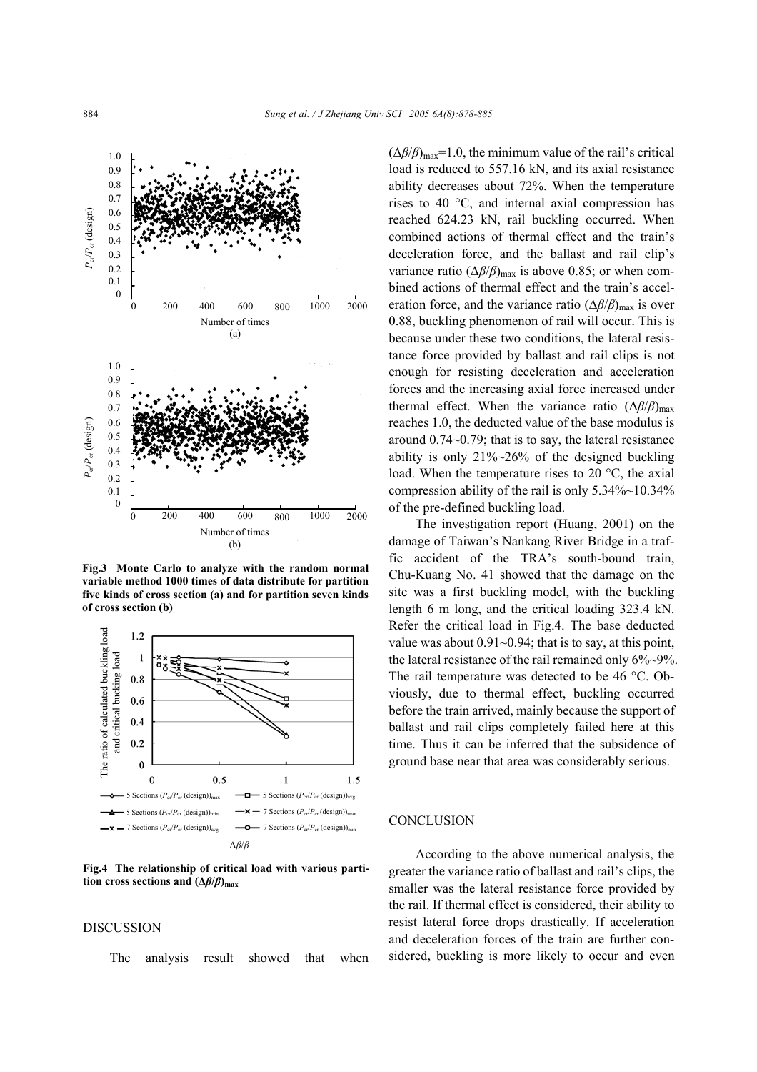**Fig.3 Monte Carlo to analyze with the random normal variable method 1000 times of data distribute for partition five kinds of cross section (a) and for partition seven kinds of cross section (b)**

**Fig.4 The relationship of critical load with various partition cross sections and $(\Delta\beta/\beta)_{max}$**

## DISCUSSION

The analysis result showed that when $(\Delta\beta/\beta)_{max}$=1.0, the minimum value of the rail's critical load is reduced to 557.16 kN, and its axial resistance ability decreases about 72%. When the temperature rises to 40 °C, and internal axial compression has reached 624.23 kN, rail buckling occurred. When combined actions of thermal effect and the train's deceleration force, and the ballast and rail clip's variance ratio $(\Delta\beta/\beta)_{max}$ is above 0.85; or when combined actions of thermal effect and the train's acceleration force, and the variance ratio $(\Delta\beta/\beta)_{max}$ is over 0.88, buckling phenomenon of rail will occur. This is because under these two conditions, the lateral resistance force provided by ballast and rail clips is not enough for resisting deceleration and acceleration forces and the increasing axial force increased under thermal effect. When the variance ratio $(\Delta\beta/\beta)_{max}$ reaches 1.0, the deducted value of the base modulus is around 0.74~0.79; that is to say, the lateral resistance ability is only 21%~26% of the designed buckling load. When the temperature rises to 20 °C, the axial compression ability of the rail is only 5.34%~10.34% of the pre-defined buckling load.

The investigation report (Huang, 2001) on the damage of Taiwan's Nankang River Bridge in a traffic accident of the TRA's south-bound train, Chu-Kuang No. 41 showed that the damage on the site was a first buckling model, with the buckling length 6 m long, and the critical loading 323.4 kN. Refer the critical load in Fig.4. The base deducted value was about 0.91~0.94; that is to say, at this point, the lateral resistance of the rail remained only 6%~9%. The rail temperature was detected to be 46 °C. Obviously, due to thermal effect, buckling occurred before the train arrived, mainly because the support of ballast and rail clips completely failed here at this time. Thus it can be inferred that the subsidence of ground base near that area was considerably serious.

## CONCLUSION

According to the above numerical analysis, the greater the variance ratio of ballast and rail's clips, the smaller was the lateral resistance force provided by the rail. If thermal effect is considered, their ability to resist lateral force drops drastically. If acceleration and deceleration forces of the train are further considered, buckling is more likely to occur and even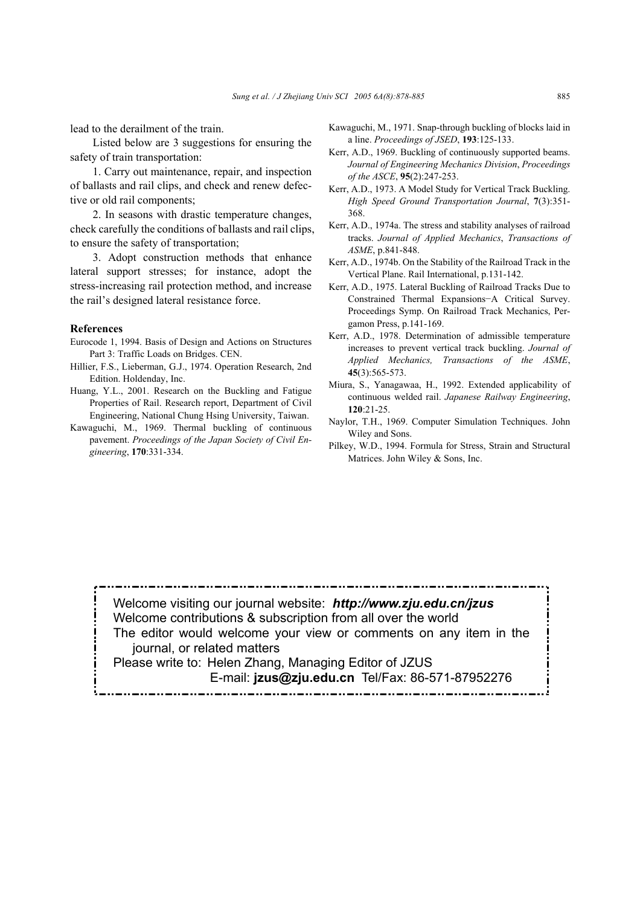lead to the derailment of the train.

Listed below are 3 suggestions for ensuring the safety of train transportation:

1. Carry out maintenance, repair, and inspection of ballasts and rail clips, and check and renew defective or old rail components;

2. In seasons with drastic temperature changes, check carefully the conditions of ballasts and rail clips, to ensure the safety of transportation;

3. Adopt construction methods that enhance lateral support stresses; for instance, adopt the stress-increasing rail protection method, and increase the rail's designed lateral resistance force.

## References

Eurocode 1, 1994. Basis of Design and Actions on Structures Part 3: Traffic Loads on Bridges. CEN.

Hillier, F.S., Lieberman, G.J., 1974. Operation Research, 2nd Edition. Holdenday, Inc.

Huang, Y.L., 2001. Research on the Buckling and Fatigue Properties of Rail. Research report, Department of Civil Engineering, National Chung Hsing University, Taiwan.

Kawaguchi, M., 1969. Thermal buckling of continuous pavement. *Proceedings of the Japan Society of Civil Engineering*, **170**:331-334.

Kawaguchi, M., 1971. Snap-through buckling of blocks laid in a line. *Proceedings of JSED*, **193**:125-133.

Kerr, A.D., 1969. Buckling of continuously supported beams. *Journal of Engineering Mechanics Division*, *Proceedings of the ASCE*, **95**(2):247-253.

Kerr, A.D., 1973. A Model Study for Vertical Track Buckling. *High Speed Ground Transportation Journal*, **7**(3):351-368.

Kerr, A.D., 1974a. The stress and stability analyses of railroad tracks. *Journal of Applied Mechanics*, *Transactions of ASME*, p.841-848.

Kerr, A.D., 1974b. On the Stability of the Railroad Track in the Vertical Plane. Rail International, p.131-142.

Kerr, A.D., 1975. Lateral Buckling of Railroad Tracks Due to Constrained Thermal Expansions−A Critical Survey. Proceedings Symp. On Railroad Track Mechanics, Pergamon Press, p.141-169.

Kerr, A.D., 1978. Determination of admissible temperature increases to prevent vertical track buckling. *Journal of Applied Mechanics, Transactions of the ASME*, **45**(3):565-573.

Miura, S., Yanagawaa, H., 1992. Extended applicability of continuous welded rail. *Japanese Railway Engineering*, **120**:21-25.

Naylor, T.H., 1969. Computer Simulation Techniques. John Wiley and Sons.

Pilkey, W.D., 1994. Formula for Stress, Strain and Structural Matrices. John Wiley & Sons, Inc.

Welcome visiting our journal website: ***http://www.zju.edu.cn/jzus***
Welcome contributions & subscription from all over the world
The editor would welcome your view or comments on any item in the journal, or related matters
Please write to: Helen Zhang, Managing Editor of JZUS
E-mail: **jzus@zju.edu.cn** Tel/Fax: 86-571-87952276